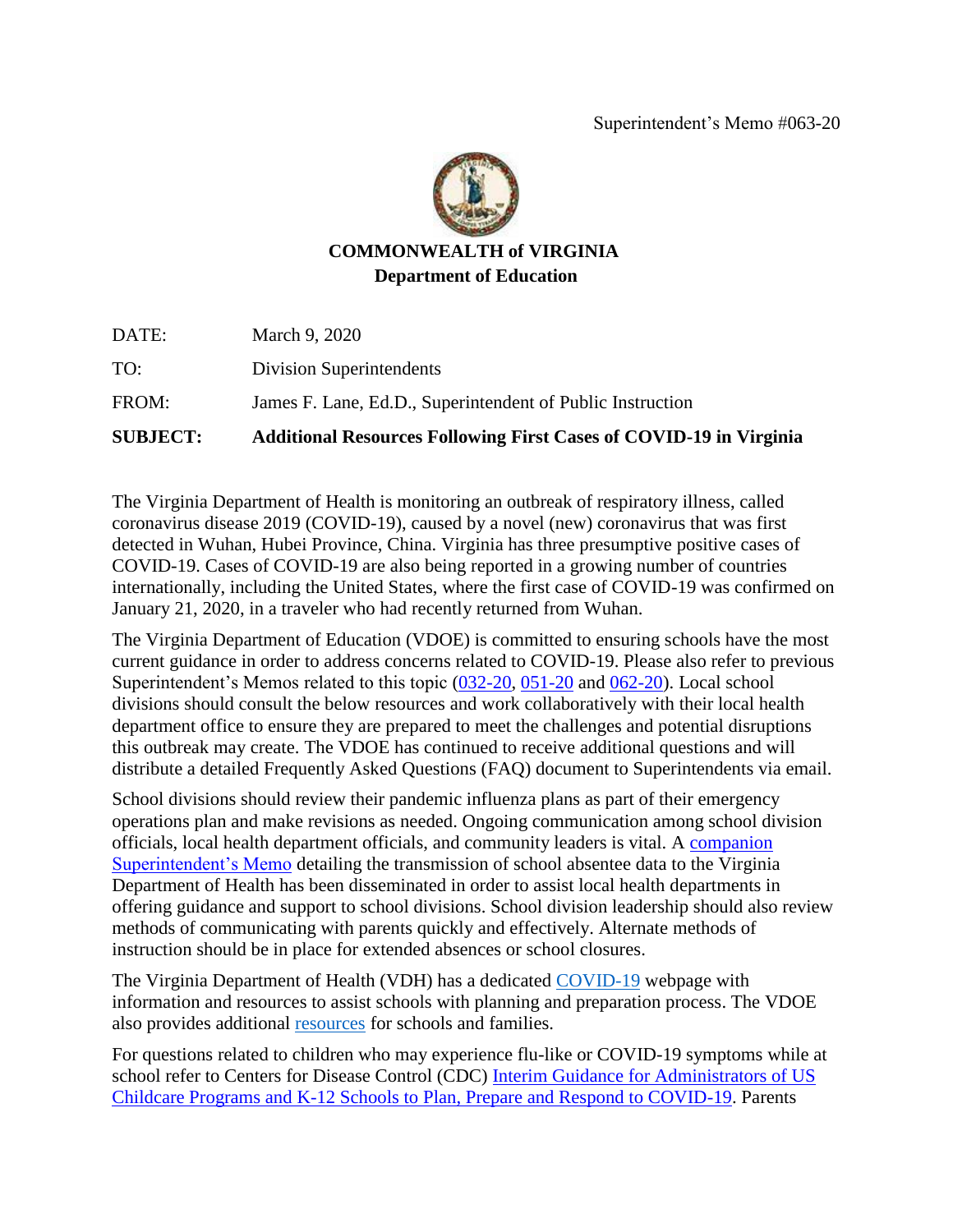Superintendent's Memo #063-20

**COMMONWEALTH of VIRGINIA**
**Department of Education**

| | |
|---|---|
| DATE: | March 9, 2020 |
| TO: | Division Superintendents |
| FROM: | James F. Lane, Ed.D., Superintendent of Public Instruction |
| **SUBJECT:** | **Additional Resources Following First Cases of COVID-19 in Virginia** |

The Virginia Department of Health is monitoring an outbreak of respiratory illness, called coronavirus disease 2019 (COVID-19), caused by a novel (new) coronavirus that was first detected in Wuhan, Hubei Province, China. Virginia has three presumptive positive cases of COVID-19. Cases of COVID-19 are also being reported in a growing number of countries internationally, including the United States, where the first case of COVID-19 was confirmed on January 21, 2020, in a traveler who had recently returned from Wuhan.

The Virginia Department of Education (VDOE) is committed to ensuring schools have the most current guidance in order to address concerns related to COVID-19. Please also refer to previous Superintendent's Memos related to this topic (032-20, 051-20 and 062-20). Local school divisions should consult the below resources and work collaboratively with their local health department office to ensure they are prepared to meet the challenges and potential disruptions this outbreak may create. The VDOE has continued to receive additional questions and will distribute a detailed Frequently Asked Questions (FAQ) document to Superintendents via email.

School divisions should review their pandemic influenza plans as part of their emergency operations plan and make revisions as needed. Ongoing communication among school division officials, local health department officials, and community leaders is vital. A companion Superintendent's Memo detailing the transmission of school absentee data to the Virginia Department of Health has been disseminated in order to assist local health departments in offering guidance and support to school divisions. School division leadership should also review methods of communicating with parents quickly and effectively. Alternate methods of instruction should be in place for extended absences or school closures.

The Virginia Department of Health (VDH) has a dedicated COVID-19 webpage with information and resources to assist schools with planning and preparation process. The VDOE also provides additional resources for schools and families.

For questions related to children who may experience flu-like or COVID-19 symptoms while at school refer to Centers for Disease Control (CDC) Interim Guidance for Administrators of US Childcare Programs and K-12 Schools to Plan, Prepare and Respond to COVID-19. Parents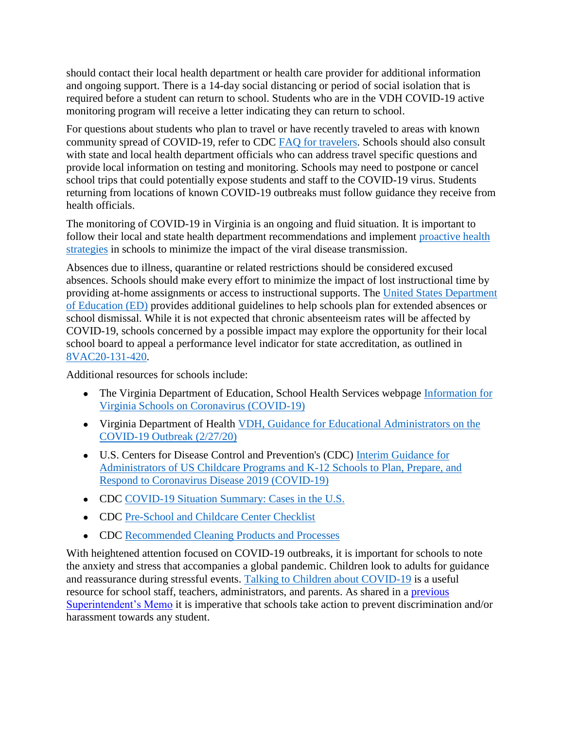should contact their local health department or health care provider for additional information and ongoing support. There is a 14-day social distancing or period of social isolation that is required before a student can return to school. Students who are in the VDH COVID-19 active monitoring program will receive a letter indicating they can return to school.

For questions about students who plan to travel or have recently traveled to areas with known community spread of COVID-19, refer to CDC [FAQ for travelers](). Schools should also consult with state and local health department officials who can address travel specific questions and provide local information on testing and monitoring. Schools may need to postpone or cancel school trips that could potentially expose students and staff to the COVID-19 virus. Students returning from locations of known COVID-19 outbreaks must follow guidance they receive from health officials.

The monitoring of COVID-19 in Virginia is an ongoing and fluid situation. It is important to follow their local and state health department recommendations and implement [proactive health strategies]() in schools to minimize the impact of the viral disease transmission.

Absences due to illness, quarantine or related restrictions should be considered excused absences. Schools should make every effort to minimize the impact of lost instructional time by providing at-home assignments or access to instructional supports. The [United States Department of Education (ED)]() provides additional guidelines to help schools plan for extended absences or school dismissal. While it is not expected that chronic absenteeism rates will be affected by COVID-19, schools concerned by a possible impact may explore the opportunity for their local school board to appeal a performance level indicator for state accreditation, as outlined in [8VAC20-131-420]().

Additional resources for schools include:

- The Virginia Department of Education, School Health Services webpage [Information for Virginia Schools on Coronavirus (COVID-19)]()
- Virginia Department of Health [VDH, Guidance for Educational Administrators on the COVID-19 Outbreak (2/27/20)]()
- U.S. Centers for Disease Control and Prevention's (CDC) [Interim Guidance for Administrators of US Childcare Programs and K-12 Schools to Plan, Prepare, and Respond to Coronavirus Disease 2019 (COVID-19)]()
- CDC [COVID-19 Situation Summary: Cases in the U.S.]()
- CDC [Pre-School and Childcare Center Checklist]()
- CDC [Recommended Cleaning Products and Processes]()

With heightened attention focused on COVID-19 outbreaks, it is important for schools to note the anxiety and stress that accompanies a global pandemic. Children look to adults for guidance and reassurance during stressful events. [Talking to Children about COVID-19]() is a useful resource for school staff, teachers, administrators, and parents. As shared in a [previous Superintendent's Memo]() it is imperative that schools take action to prevent discrimination and/or harassment towards any student.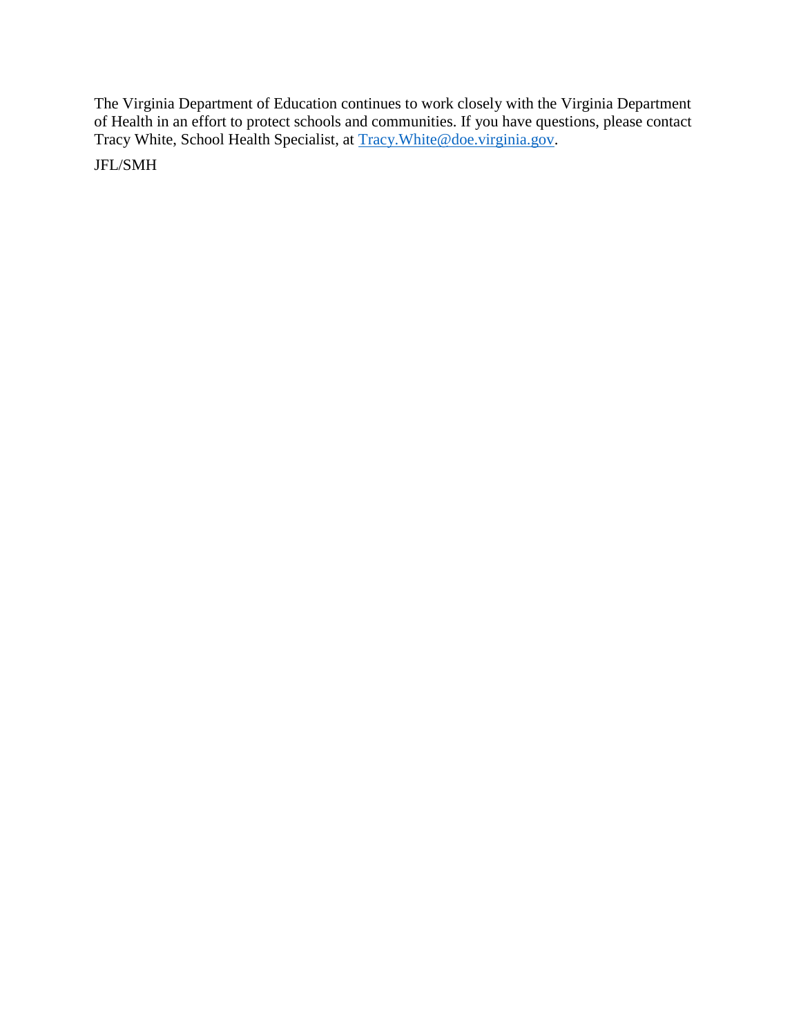The Virginia Department of Education continues to work closely with the Virginia Department of Health in an effort to protect schools and communities. If you have questions, please contact Tracy White, School Health Specialist, at [Tracy.White@doe.virginia.gov](mailto:Tracy.White@doe.virginia.gov).

JFL/SMH